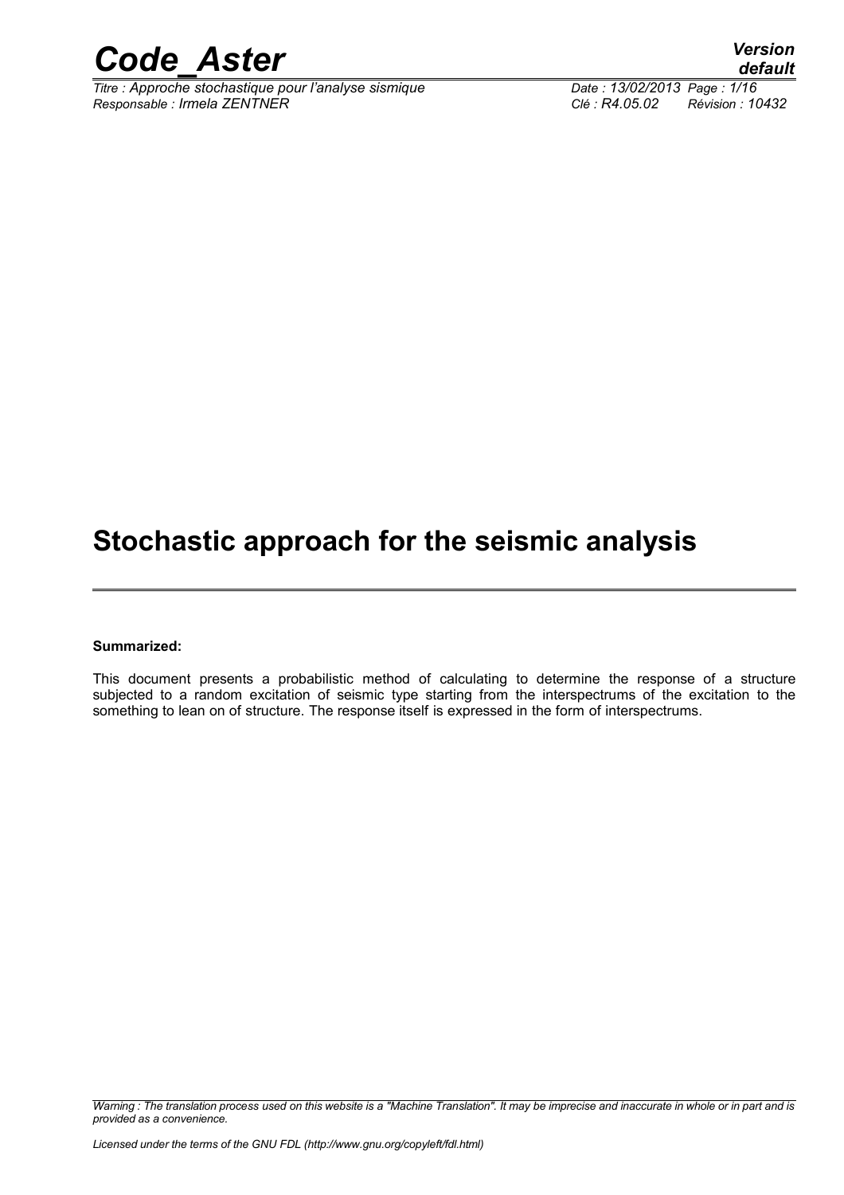# Stochastic approach for the seismic analysis

**Summarized:**

This document presents a probabilistic method of calculating to determine the response of a structure subjected to a random excitation of seismic type starting from the interspectrums of the excitation to the something to lean on of structure. The response itself is expressed in the form of interspectrums.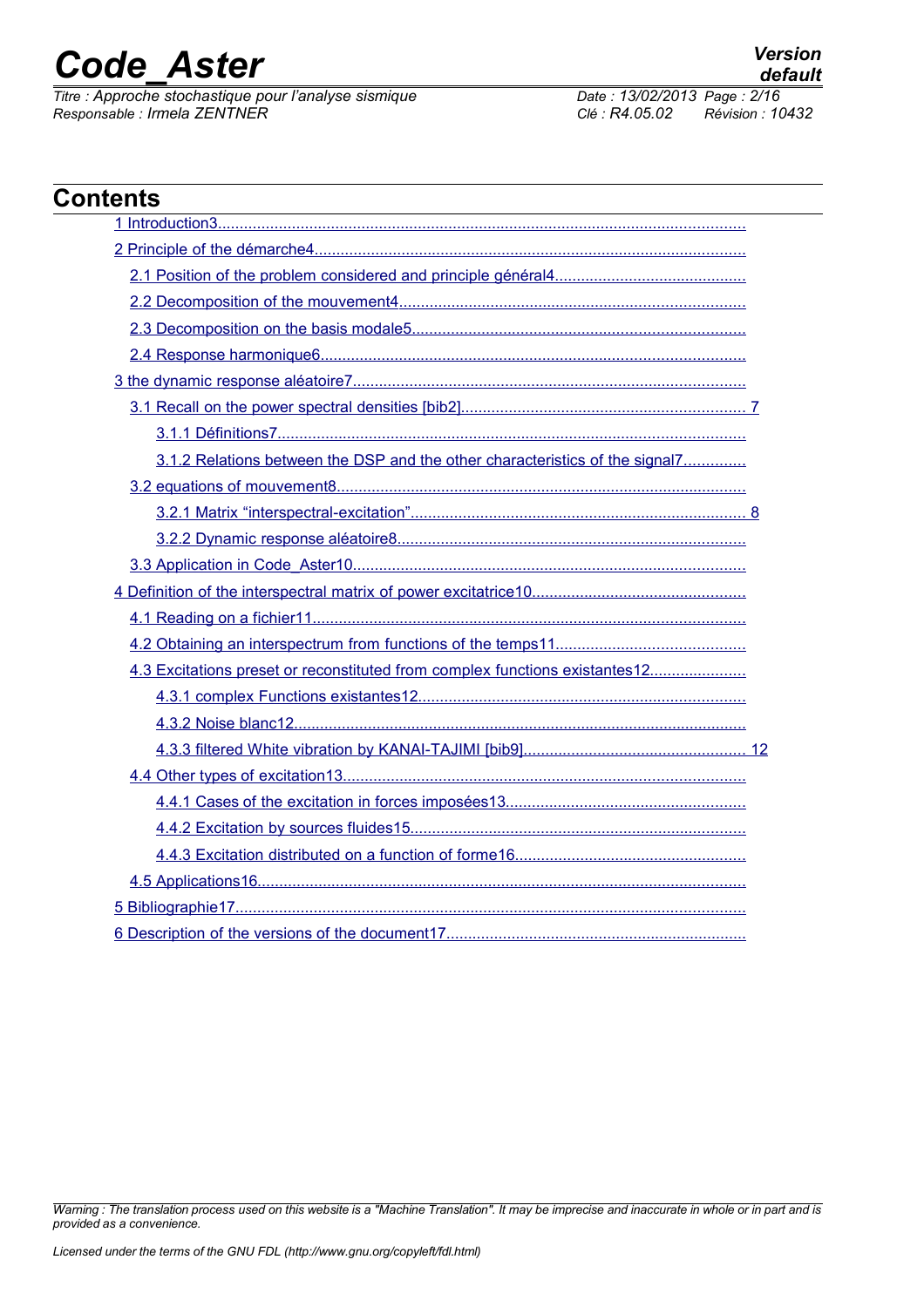## Contents

1 Introduction3

2 Principle of the démarche4

- 2.1 Position of the problem considered and principle général4
- 2.2 Decomposition of the mouvement4
- 2.3 Decomposition on the basis modale5
- 2.4 Response harmonique6

3 the dynamic response aléatoire7

- 3.1 Recall on the power spectral densities [bib2] 7
  - 3.1.1 Définitions7
  - 3.1.2 Relations between the DSP and the other characteristics of the signal7
- 3.2 equations of mouvement8
  - 3.2.1 Matrix “interspectral-excitation” 8
  - 3.2.2 Dynamic response aléatoire8
- 3.3 Application in Code_Aster10

4 Definition of the interspectral matrix of power excitatrice10

- 4.1 Reading on a fichier11
- 4.2 Obtaining an interspectrum from functions of the temps11
- 4.3 Excitations preset or reconstituted from complex functions existantes12
  - 4.3.1 complex Functions existantes12
  - 4.3.2 Noise blanc12
  - 4.3.3 filtered White vibration by KANAI-TAJIMI [bib9] 12
- 4.4 Other types of excitation13
  - 4.4.1 Cases of the excitation in forces imposées13
  - 4.4.2 Excitation by sources fluides15
  - 4.4.3 Excitation distributed on a function of forme16
- 4.5 Applications16

5 Bibliographie17

6 Description of the versions of the document17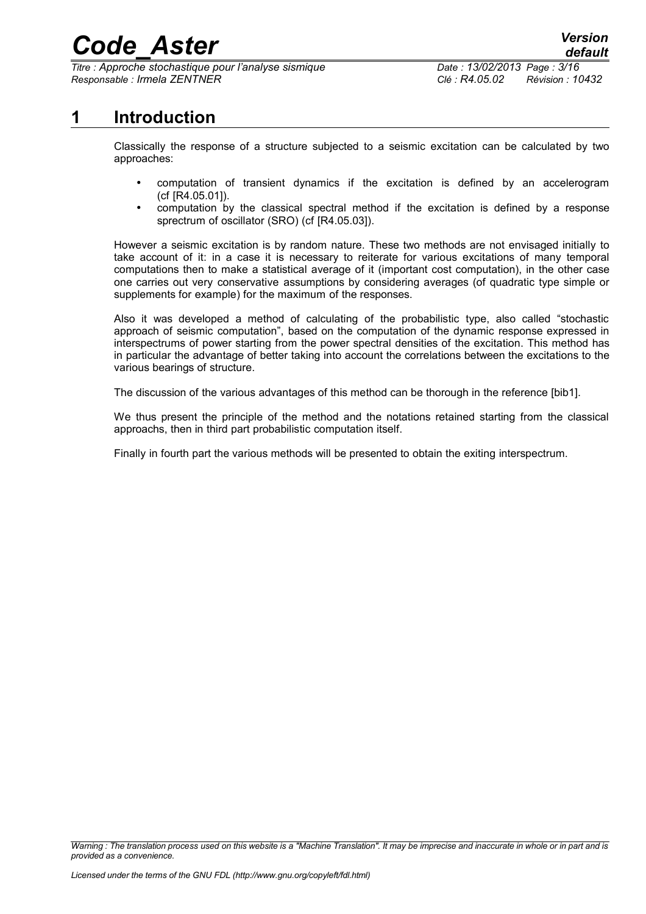# 1 Introduction

Classically the response of a structure subjected to a seismic excitation can be calculated by two approaches:

- computation of transient dynamics if the excitation is defined by an accelerogram (cf [R4.05.01]).
- computation by the classical spectral method if the excitation is defined by a response sprectrum of oscillator (SRO) (cf [R4.05.03]).

However a seismic excitation is by random nature. These two methods are not envisaged initially to take account of it: in a case it is necessary to reiterate for various excitations of many temporal computations then to make a statistical average of it (important cost computation), in the other case one carries out very conservative assumptions by considering averages (of quadratic type simple or supplements for example) for the maximum of the responses.

Also it was developed a method of calculating of the probabilistic type, also called "stochastic approach of seismic computation", based on the computation of the dynamic response expressed in interspectrums of power starting from the power spectral densities of the excitation. This method has in particular the advantage of better taking into account the correlations between the excitations to the various bearings of structure.

The discussion of the various advantages of this method can be thorough in the reference [bib1].

We thus present the principle of the method and the notations retained starting from the classical approachs, then in third part probabilistic computation itself.

Finally in fourth part the various methods will be presented to obtain the exiting interspectrum.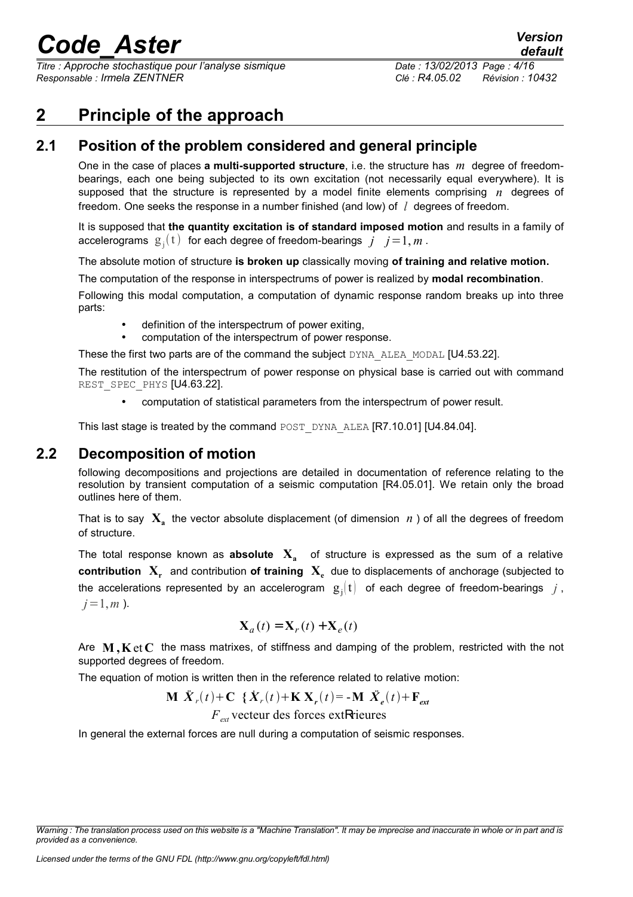# 2 Principle of the approach

## 2.1 Position of the problem considered and general principle

One in the case of places **a multi-supported structure**, i.e. the structure has $m$ degree of freedom-bearings, each one being subjected to its own excitation (not necessarily equal everywhere). It is supposed that the structure is represented by a model finite elements comprising $n$ degrees of freedom. One seeks the response in a number finished (and low) of $l$ degrees of freedom.

It is supposed that **the quantity excitation is of standard imposed motion** and results in a family of accelerograms $g_j(t)$ for each degree of freedom-bearings $j$ $j=1,m$.

The absolute motion of structure **is broken up** classically moving **of training and relative motion.**

The computation of the response in interspectrums of power is realized by **modal recombination**.

Following this modal computation, a computation of dynamic response random breaks up into three parts:

- definition of the interspectrum of power exiting,
- computation of the interspectrum of power response.

These the first two parts are of the command the subject DYNA_ALEA_MODAL [U4.53.22].

The restitution of the interspectrum of power response on physical base is carried out with command REST_SPEC_PHYS [U4.63.22].

- computation of statistical parameters from the interspectrum of power result.

This last stage is treated by the command POST_DYNA_ALEA [R7.10.01] [U4.84.04].

## 2.2 Decomposition of motion

following decompositions and projections are detailed in documentation of reference relating to the resolution by transient computation of a seismic computation [R4.05.01]. We retain only the broad outlines here of them.

That is to say $\mathbf{X_a}$ the vector absolute displacement (of dimension $n$ ) of all the degrees of freedom of structure.

The total response known as **absolute** $\mathbf{X_a}$ of structure is expressed as the sum of a relative **contribution** $\mathbf{X_r}$ and contribution **of training** $\mathbf{X_e}$ due to displacements of anchorage (subjected to the accelerations represented by an accelerogram $g_j(t)$ of each degree of freedom-bearings $j$, $j=1,m$ ).

$$\mathbf{X}_a(t) = \mathbf{X}_r(t) + \mathbf{X}_e(t)$$

Are $\mathbf{M}, \mathbf{K}$ et $\mathbf{C}$ the mass matrixes, of stiffness and damping of the problem, restricted with the not supported degrees of freedom.

The equation of motion is written then in the reference related to relative motion:

$$\mathbf{M}\ \ddot{\mathbf{X}}_r(t) + \mathbf{C}\ \{\dot{\mathbf{X}}_r(t) + \mathbf{K}\ \mathbf{X}_r(t) = -\mathbf{M}\ \ddot{\mathbf{X}}_e(t) + \mathbf{F}_{ext}$$

$F_{ext}$ vecteur des forces extRrieures

In general the external forces are null during a computation of seismic responses.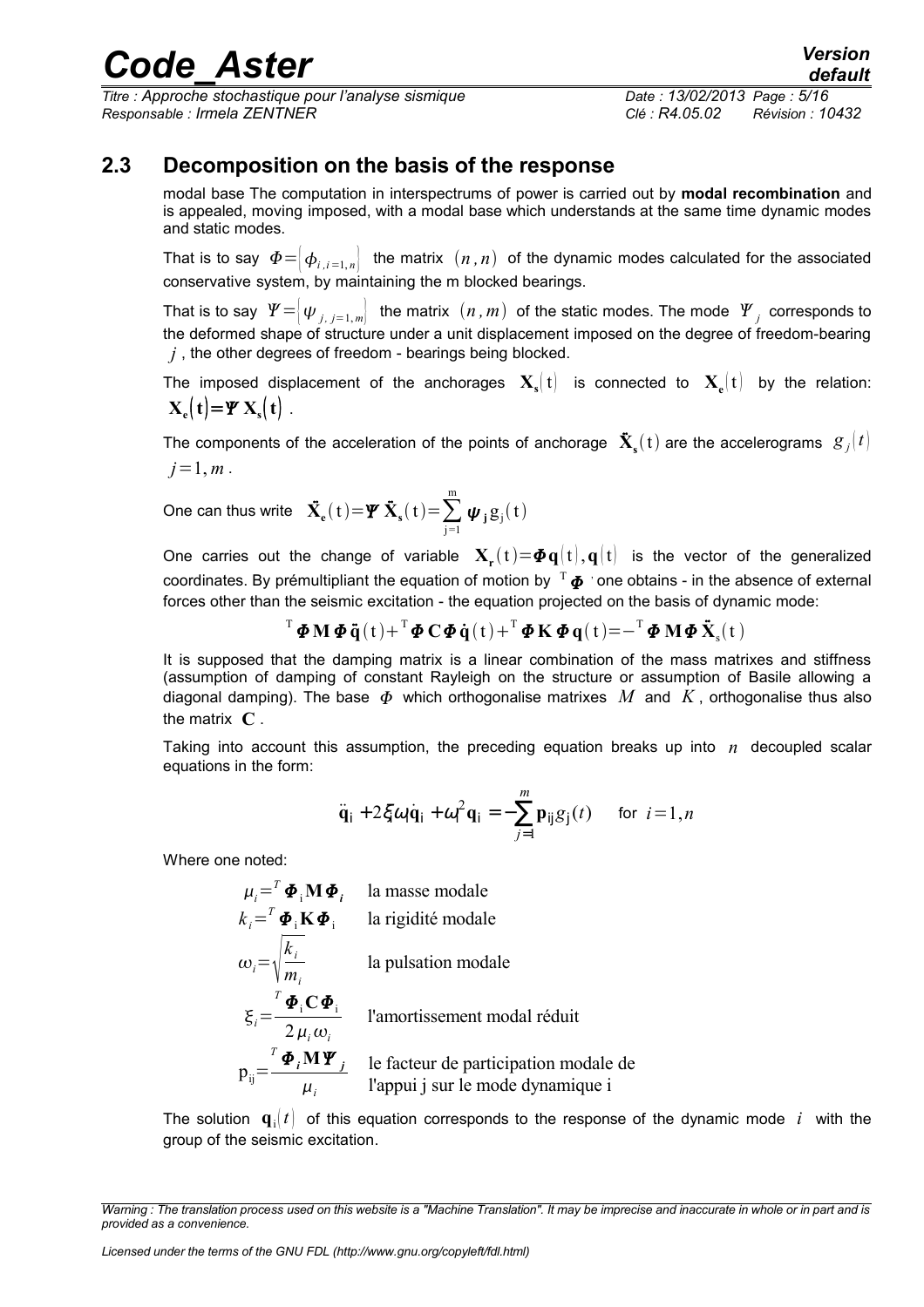## 2.3 Decomposition on the basis of the response

modal base The computation in interspectrums of power is carried out by **modal recombination** and is appealed, moving imposed, with a modal base which understands at the same time dynamic modes and static modes.

That is to say $\Phi=\left|\phi_{i,i=1,n}\right|$ the matrix $(n,n)$ of the dynamic modes calculated for the associated conservative system, by maintaining the m blocked bearings.

That is to say $\Psi=\left|\psi_{j,\,j=1,m}\right|$ the matrix $(n,m)$ of the static modes. The mode $\Psi_j$ corresponds to the deformed shape of structure under a unit displacement imposed on the degree of freedom-bearing $j$, the other degrees of freedom - bearings being blocked.

The imposed displacement of the anchorages $\mathbf{X_s}(t)$ is connected to $\mathbf{X_e}(t)$ by the relation: $\mathbf{X_e}(\mathbf{t})=\boldsymbol{\Psi}\,\mathbf{X_s}(\mathbf{t})$.

The components of the acceleration of the points of anchorage $\ddot{\mathbf{X}}_\mathbf{s}(t)$ are the accelerograms $g_j(t)$ $j=1,m$.

One can thus write $\ddot{\mathbf{X}}_\mathbf{e}(t)=\boldsymbol{\Psi}\,\ddot{\mathbf{X}}_\mathbf{s}(t)=\sum_{j=1}^{m}\boldsymbol{\psi}_\mathbf{j}\,g_j(t)$

One carries out the change of variable $\mathbf{X_r}(t)=\boldsymbol{\Phi}\,\mathbf{q}(t)$, $\mathbf{q}(t)$ is the vector of the generalized coordinates. By prémultipliant the equation of motion by ${}^{T}\boldsymbol{\Phi}$ one obtains - in the absence of external forces other than the seismic excitation - the equation projected on the basis of dynamic mode:

$${}^{T}\boldsymbol{\Phi}\,\mathbf{M}\,\boldsymbol{\Phi}\,\ddot{\mathbf{q}}(t)+{}^{T}\boldsymbol{\Phi}\,\mathbf{C}\,\boldsymbol{\Phi}\,\dot{\mathbf{q}}(t)+{}^{T}\boldsymbol{\Phi}\,\mathbf{K}\,\boldsymbol{\Phi}\,\mathbf{q}(t)=-{}^{T}\boldsymbol{\Phi}\,\mathbf{M}\,\boldsymbol{\Phi}\,\ddot{\mathbf{X}}_\mathbf{s}(t)$$

It is supposed that the damping matrix is a linear combination of the mass matrixes and stiffness (assumption of damping of constant Rayleigh on the structure or assumption of Basile allowing a diagonal damping). The base $\Phi$ which orthogonalise matrixes $M$ and $K$, orthogonalise thus also the matrix $\mathbf{C}$.

Taking into account this assumption, the preceding equation breaks up into $n$ decoupled scalar equations in the form:

$$\ddot{\mathbf{q}}_\mathrm{i}+2\xi_i\omega_i\dot{\mathbf{q}}_\mathrm{i}+\omega_i^2\mathbf{q}_\mathrm{i}=-\sum_{j=1}^{m}\mathbf{p}_{\mathrm{ij}}g_j(t)\qquad\text{for } i=1,n$$

Where one noted:

$\mu_i={}^{T}\boldsymbol{\Phi}_i\mathbf{M}\boldsymbol{\Phi}_i$ la masse modale

$k_i={}^{T}\boldsymbol{\Phi}_i\mathbf{K}\boldsymbol{\Phi}_i$ la rigidité modale

$\omega_i=\sqrt{\dfrac{k_i}{m_i}}$ la pulsation modale

$\xi_i=\dfrac{{}^{T}\boldsymbol{\Phi}_i\mathbf{C}\boldsymbol{\Phi}_i}{2\,\mu_i\,\omega_i}$ l'amortissement modal réduit

$\mathrm{p}_{\mathrm{ij}}=\dfrac{{}^{T}\boldsymbol{\Phi}_i\mathbf{M}\boldsymbol{\Psi}_j}{\mu_i}$ le facteur de participation modale de l'appui j sur le mode dynamique i

The solution $\mathbf{q}_i(t)$ of this equation corresponds to the response of the dynamic mode $i$ with the group of the seismic excitation.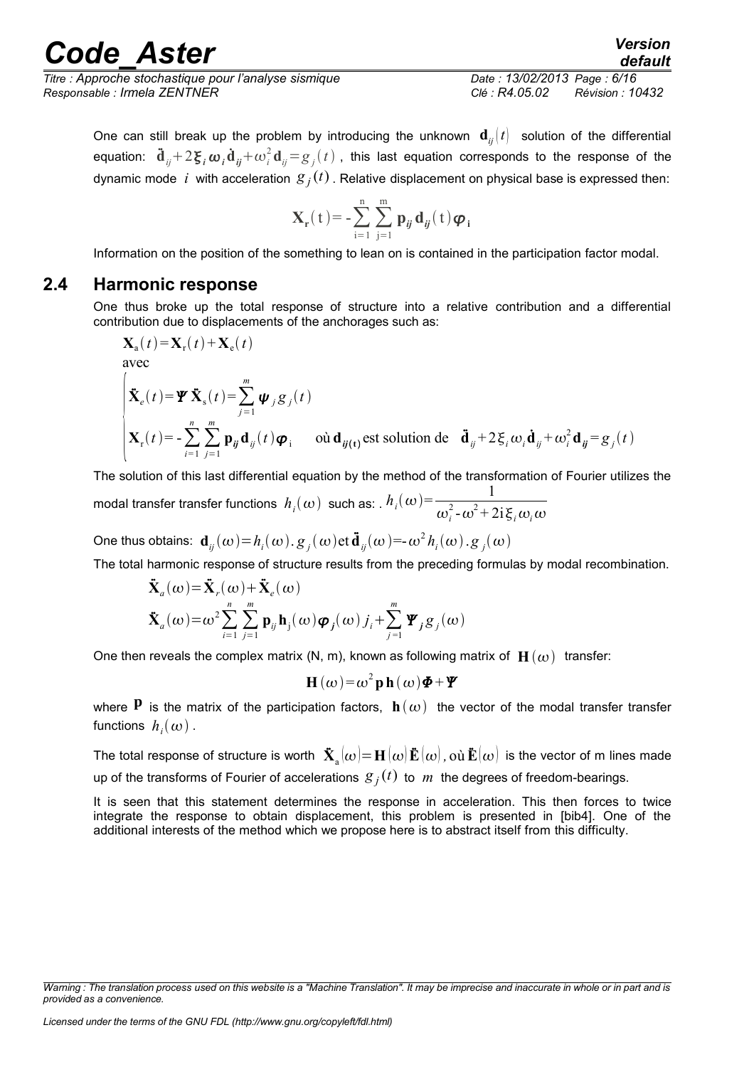One can still break up the problem by introducing the unknown $\mathbf{d}_{ij}(t)$ solution of the differential equation: $\ddot{\mathbf{d}}_{ij}+2\boldsymbol{\xi}_i\boldsymbol{\omega}_i\dot{\mathbf{d}}_{ij}+\omega_i^2\mathbf{d}_{ij}=g_j(t)$, this last equation corresponds to the response of the dynamic mode $i$ with acceleration $g_j(t)$. Relative displacement on physical base is expressed then:

$$\mathbf{X_r}(t)=-\sum_{i=1}^{n}\sum_{j=1}^{m}\mathbf{p}_{ij}\mathbf{d}_{ij}(t)\boldsymbol{\varphi}_{\mathbf{i}}$$

Information on the position of the something to lean on is contained in the participation factor modal.

## 2.4 Harmonic response

One thus broke up the total response of structure into a relative contribution and a differential contribution due to displacements of the anchorages such as:

$$\mathbf{X}_a(t)=\mathbf{X}_r(t)+\mathbf{X}_e(t)$$

avec

$$\begin{cases}\ddot{\mathbf{X}}_e(t)=\boldsymbol{\Psi}\,\ddot{\mathbf{X}}_s(t)=\sum_{j=1}^{m}\boldsymbol{\psi}_j g_j(t)\\ \mathbf{X}_r(t)=-\sum_{i=1}^{n}\sum_{j=1}^{m}\mathbf{p}_{ij}\mathbf{d}_{ij}(t)\boldsymbol{\varphi}_i \quad \text{où } \mathbf{d}_{ij(t)} \text{ est solution de } \quad \ddot{\mathbf{d}}_{ij}+2\xi_i\omega_i\dot{\mathbf{d}}_{ij}+\omega_i^2\mathbf{d}_{ij}=g_j(t)\end{cases}$$

The solution of this last differential equation by the method of the transformation of Fourier utilizes the modal transfer transfer functions $h_i(\omega)$ such as: . $h_i(\omega)=\dfrac{1}{\omega_i^2-\omega^2+2\mathrm{i}\,\xi_i\omega_i\omega}$

One thus obtains: $\mathbf{d}_{ij}(\omega)=h_i(\omega).\,g_j(\omega)\text{et}\,\ddot{\mathbf{d}}_{ij}(\omega)=-\omega^2 h_i(\omega).\,g_j(\omega)$

The total harmonic response of structure results from the preceding formulas by modal recombination.

$$\ddot{\mathbf{X}}_a(\omega)=\ddot{\mathbf{X}}_r(\omega)+\ddot{\mathbf{X}}_e(\omega)$$

$$\ddot{\mathbf{X}}_a(\omega)=\omega^2\sum_{i=1}^{n}\sum_{j=1}^{m}\mathbf{p}_{ij}\mathbf{h}_j(\omega)\boldsymbol{\varphi}_j(\omega)\,j_i+\sum_{j=1}^{m}\boldsymbol{\Psi}_j g_j(\omega)$$

One then reveals the complex matrix (N, m), known as following matrix of $\mathbf{H}(\omega)$ transfer:

$$\mathbf{H}(\omega)=\omega^2\,\mathbf{p}\,\mathbf{h}(\omega)\boldsymbol{\Phi}+\boldsymbol{\Psi}$$

where $\mathbf{p}$ is the matrix of the participation factors, $\mathbf{h}(\omega)$ the vector of the modal transfer transfer functions $h_i(\omega)$.

The total response of structure is worth $\ddot{\mathbf{X}}_a(\omega)=\mathbf{H}(\omega)\ddot{\mathbf{E}}(\omega)$, où $\ddot{\mathbf{E}}(\omega)$ is the vector of m lines made up of the transforms of Fourier of accelerations $g_j(t)$ to $m$ the degrees of freedom-bearings.

It is seen that this statement determines the response in acceleration. This then forces to twice integrate the response to obtain displacement, this problem is presented in [bib4]. One of the additional interests of the method which we propose here is to abstract itself from this difficulty.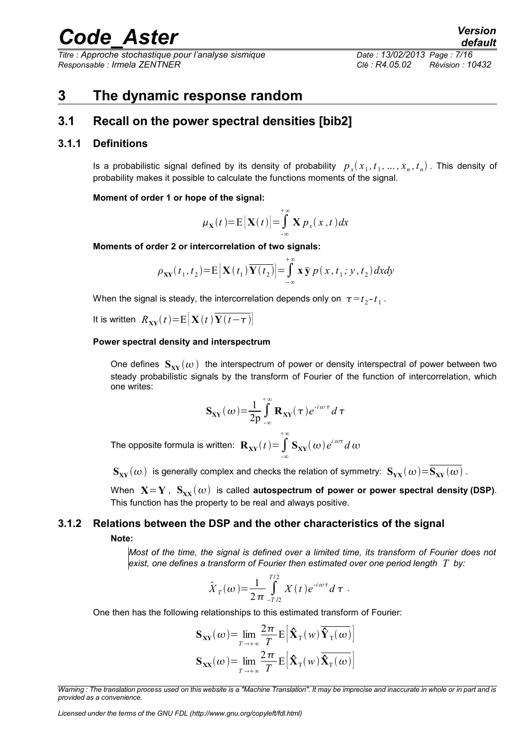# 3 The dynamic response random

## 3.1 Recall on the power spectral densities [bib2]

### 3.1.1 Definitions

Is a probabilistic signal defined by its density of probability $p_x(x_1, t_1, \ldots, x_n, t_n)$. This density of probability makes it possible to calculate the functions moments of the signal.

**Moment of order 1 or hope of the signal:**

$$\mu_{\mathbf{X}}(t) = \mathrm{E}\left[\mathbf{X}(t)\right] = \int_{-\infty}^{+\infty} \mathbf{X}\, p_x(x, t)\, dx$$

**Moments of order 2 or intercorrelation of two signals:**

$$\rho_{\mathbf{XY}}(t_1, t_2) = \mathrm{E}\left[\mathbf{X}(t_1)\overline{\mathbf{Y}(t_2)}\right] = \int_{-\infty}^{+\infty} \mathbf{x}\,\bar{\mathbf{y}}\, p(x, t_1; y, t_2)\, dx dy$$

When the signal is steady, the intercorrelation depends only on $\tau = t_2 - t_1$.

It is written $R_{\mathbf{XY}}(t) = \mathrm{E}\left[\mathbf{X}(t)\overline{\mathbf{Y}(t-\tau)}\right]$

**Power spectral density and interspectrum**

One defines $\mathbf{S}_{\mathbf{XY}}(\omega)$ the interspectrum of power or density interspectral of power between two steady probabilistic signals by the transform of Fourier of the function of intercorrelation, which one writes:

$$\mathbf{S}_{\mathbf{XY}}(\omega) = \frac{1}{2\mathrm{p}} \int_{-\infty}^{+\infty} \mathbf{R}_{\mathbf{XY}}(\tau) e^{-i\omega\tau} d\tau$$

The opposite formula is written: $\mathbf{R}_{\mathbf{XY}}(t) = \int_{-\infty}^{+\infty} \mathbf{S}_{\mathbf{XY}}(\omega) e^{i\omega\tau} d\omega$

$\mathbf{S}_{\mathbf{XY}}(\omega)$ is generally complex and checks the relation of symmetry: $\mathbf{S}_{\mathbf{YX}}(\omega) = \overline{\mathbf{S}_{\mathbf{XY}}(\omega)}$.

When $\mathbf{X} = \mathbf{Y}$, $\mathbf{S}_{\mathbf{XX}}(\omega)$ is called **autospectrum of power or power spectral density (DSP)**. This function has the property to be real and always positive.

### 3.1.2 Relations between the DSP and the other characteristics of the signal

**Note:**

*Most of the time, the signal is defined over a limited time, its transform of Fourier does not exist, one defines a transform of Fourier then estimated over one period length $T$ by:*

$$\hat{X}_T(\omega) = \frac{1}{2\pi} \int_{-T/2}^{T/2} X(t) e^{-i\omega\tau} d\tau \ .$$

One then has the following relationships to this estimated transform of Fourier:

$$\mathbf{S}_{\mathbf{XY}}(\omega) = \lim_{T \to +\infty} \frac{2\pi}{T} \mathrm{E}\left[\hat{\mathbf{X}}_{\mathrm{T}}(w)\overline{\hat{\mathbf{Y}}_{\mathrm{T}}(\omega)}\right]$$

$$\mathbf{S}_{\mathbf{XX}}(\omega) = \lim_{T \to +\infty} \frac{2\pi}{T} \mathrm{E}\left[\hat{\mathbf{X}}_{\mathrm{T}}(w)\overline{\hat{\mathbf{X}}_{\mathrm{T}}(\omega)}\right]$$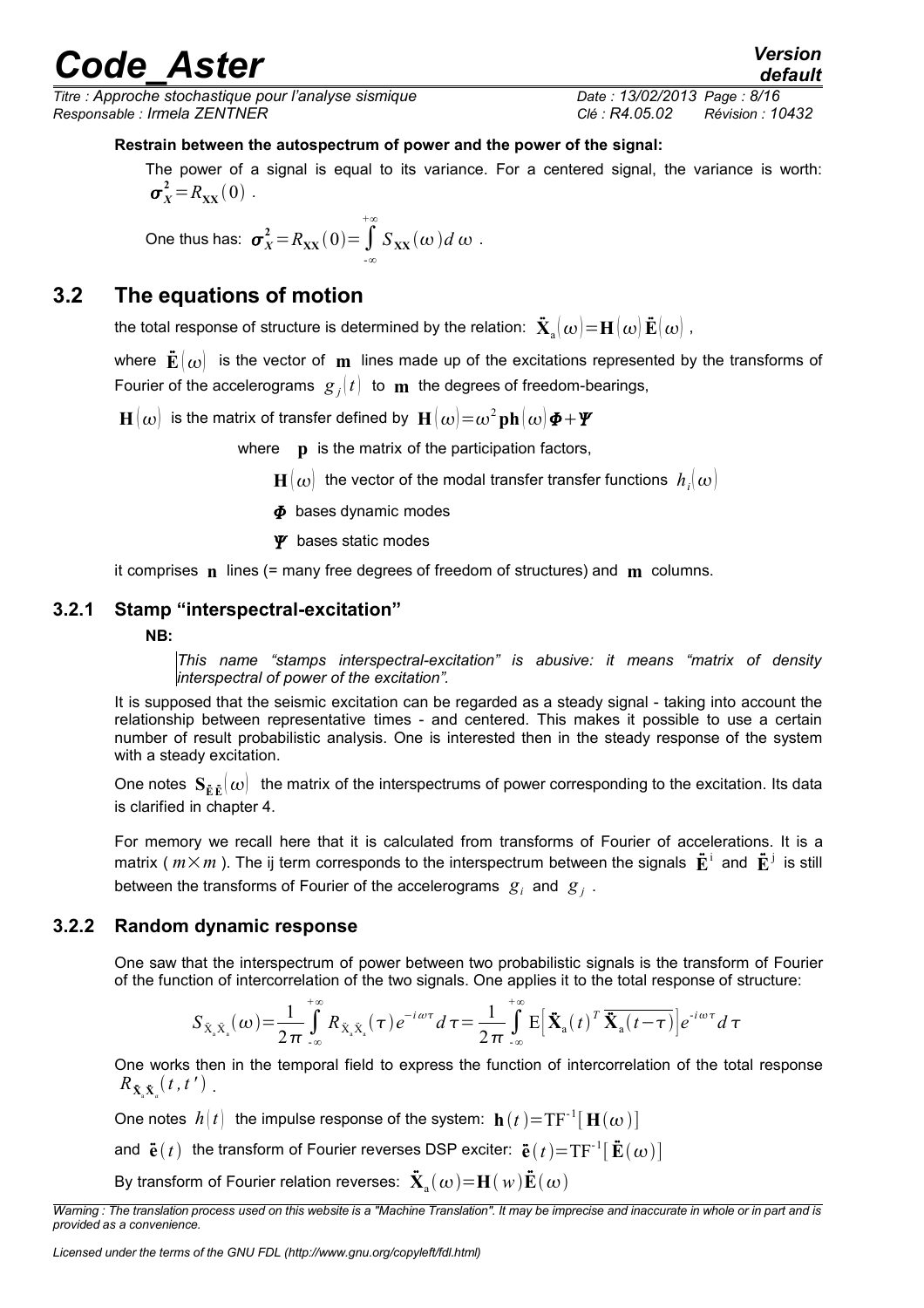**Restrain between the autospectrum of power and the power of the signal:**

The power of a signal is equal to its variance. For a centered signal, the variance is worth: $\boldsymbol{\sigma}_X^2 = R_{\mathbf{XX}}(0)$ .

One thus has: $\boldsymbol{\sigma}_X^2 = R_{\mathbf{XX}}(0) = \int_{-\infty}^{+\infty} S_{\mathbf{XX}}(\omega) d\omega$ .

## 3.2 The equations of motion

the total response of structure is determined by the relation: $\ddot{\mathbf{X}}_a(\omega) = \mathbf{H}(\omega)\ddot{\mathbf{E}}(\omega)$ ,

where $\ddot{\mathbf{E}}(\omega)$ is the vector of $\mathbf{m}$ lines made up of the excitations represented by the transforms of Fourier of the accelerograms $g_j(t)$ to $\mathbf{m}$ the degrees of freedom-bearings,

$\mathbf{H}(\omega)$ is the matrix of transfer defined by $\mathbf{H}(\omega) = \omega^2 \mathbf{p}\mathbf{h}(\omega)\boldsymbol{\Phi} + \boldsymbol{\Psi}$

where $\mathbf{p}$ is the matrix of the participation factors,

$\mathbf{H}(\omega)$ the vector of the modal transfer transfer functions $h_i(\omega)$

$\boldsymbol{\Phi}$ bases dynamic modes

$\boldsymbol{\Psi}$ bases static modes

it comprises $\mathbf{n}$ lines (= many free degrees of freedom of structures) and $\mathbf{m}$ columns.

### 3.2.1 Stamp "interspectral-excitation"

**NB:**

*This name "stamps interspectral-excitation" is abusive: it means "matrix of density interspectral of power of the excitation".*

It is supposed that the seismic excitation can be regarded as a steady signal - taking into account the relationship between representative times - and centered. This makes it possible to use a certain number of result probabilistic analysis. One is interested then in the steady response of the system with a steady excitation.

One notes $\mathbf{S}_{\ddot{\mathbf{E}}\ddot{\mathbf{E}}}(\omega)$ the matrix of the interspectrums of power corresponding to the excitation. Its data is clarified in chapter 4.

For memory we recall here that it is calculated from transforms of Fourier of accelerations. It is a matrix ( $m \times m$ ). The ij term corresponds to the interspectrum between the signals $\ddot{\mathbf{E}}^i$ and $\ddot{\mathbf{E}}^j$ is still between the transforms of Fourier of the accelerograms $g_i$ and $g_j$ .

### 3.2.2 Random dynamic response

One saw that the interspectrum of power between two probabilistic signals is the transform of Fourier of the function of intercorrelation of the two signals. One applies it to the total response of structure:

$$S_{\ddot{\mathrm{X}}_a \ddot{\mathrm{X}}_a}(\omega) = \frac{1}{2\pi}\int_{-\infty}^{+\infty} R_{\ddot{\mathrm{X}}_a \ddot{\mathrm{X}}_a}(\tau) e^{-i\omega\tau} d\tau = \frac{1}{2\pi}\int_{-\infty}^{+\infty} \mathrm{E}\left[\ddot{\mathbf{X}}_a(t)^T \overline{\ddot{\mathbf{X}}_a(t-\tau)}\right] e^{-i\omega\tau} d\tau$$

One works then in the temporal field to express the function of intercorrelation of the total response $R_{\ddot{\mathbf{X}}_a \ddot{\mathbf{X}}_a}(t, t')$ .

One notes $h(t)$ the impulse response of the system: $\mathbf{h}(t) = \mathrm{TF}^{-1}[\mathbf{H}(\omega)]$

and $\ddot{\mathbf{e}}(t)$ the transform of Fourier reverses DSP exciter: $\ddot{\mathbf{e}}(t) = \mathrm{TF}^{-1}[\ddot{\mathbf{E}}(\omega)]$

By transform of Fourier relation reverses: $\ddot{\mathbf{X}}_a(\omega) = \mathbf{H}(w)\ddot{\mathbf{E}}(\omega)$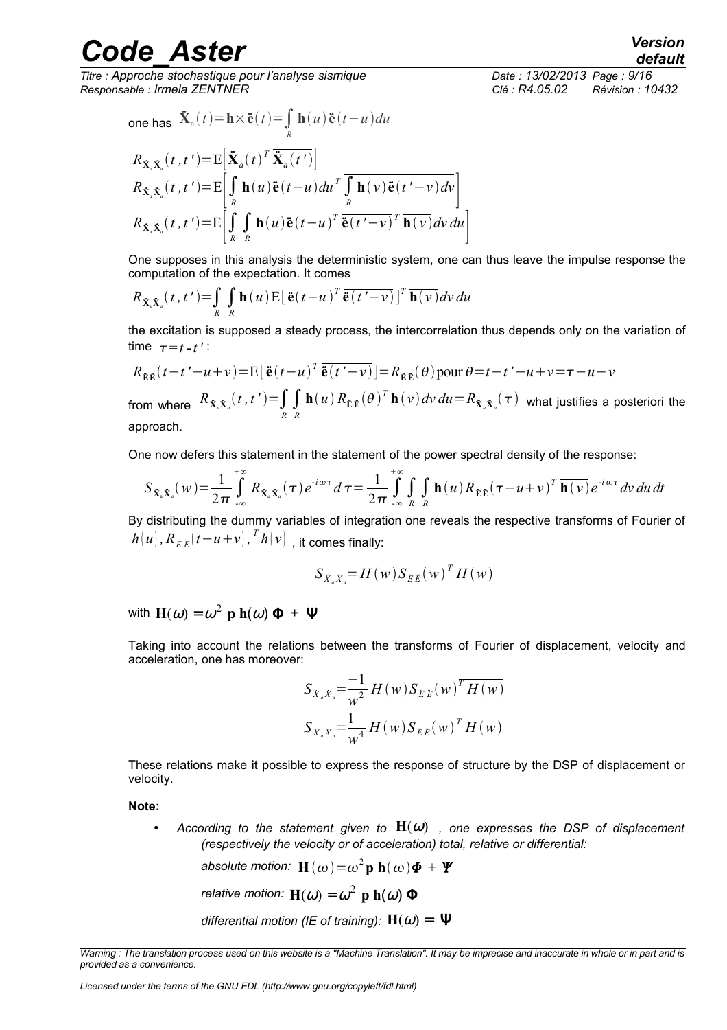one has $\ddot{\mathbf{X}}_a(t)=\mathbf{h}\times\ddot{\mathbf{e}}(t)=\int_R \mathbf{h}(u)\ddot{\mathbf{e}}(t-u)du$

$$R_{\ddot{\mathbf{X}}_a\ddot{\mathbf{X}}_a}(t,t')=\mathrm{E}\left[\ddot{\mathbf{X}}_a(t)^T\overline{\ddot{\mathbf{X}}_a(t')}\right]$$

$$R_{\ddot{\mathbf{X}}_a\ddot{\mathbf{X}}_a}(t,t')=\mathrm{E}\left[\int_R \mathbf{h}(u)\ddot{\mathbf{e}}(t-u)du^T\overline{\int_R \mathbf{h}(v)\ddot{\mathbf{e}}(t'-v)dv}\right]$$

$$R_{\ddot{\mathbf{X}}_a\ddot{\mathbf{X}}_a}(t,t')=\mathrm{E}\left[\int_R\int_R \mathbf{h}(u)\ddot{\mathbf{e}}(t-u)^T\overline{\ddot{\mathbf{e}}(t'-v)}^T\overline{\mathbf{h}(v)}dv\,du\right]$$

One supposes in this analysis the deterministic system, one can thus leave the impulse response the computation of the expectation. It comes

$$R_{\ddot{\mathbf{X}}_a\ddot{\mathbf{X}}_a}(t,t')=\int_R\int_R \mathbf{h}(u)\mathrm{E}[\ddot{\mathbf{e}}(t-u)^T\overline{\ddot{\mathbf{e}}(t'-v)}]^T\overline{\mathbf{h}(v)}dv\,du$$

the excitation is supposed a steady process, the intercorrelation thus depends only on the variation of time $\tau=t-t'$:

$$R_{\ddot{\mathbf{E}}\ddot{\mathbf{E}}}(t-t'-u+v)=\mathrm{E}[\ddot{\mathbf{e}}(t-u)^T\overline{\ddot{\mathbf{e}}(t'-v)}]=R_{\ddot{\mathbf{E}}\ddot{\mathbf{E}}}(\theta)\,\text{pour}\,\theta=t-t'-u+v=\tau-u+v$$

from where $R_{\ddot{\mathbf{X}}_a\ddot{\mathbf{X}}_a}(t,t')=\int_R\int_R \mathbf{h}(u)R_{\ddot{\mathbf{E}}\ddot{\mathbf{E}}}(\theta)^T\overline{\mathbf{h}(v)}dv\,du=R_{\ddot{\mathbf{X}}_a\ddot{\mathbf{X}}_a}(\tau)$ what justifies a posteriori the approach.

One now defers this statement in the statement of the power spectral density of the response:

$$S_{\ddot{\mathbf{X}}_a\ddot{\mathbf{X}}_a}(w)=\frac{1}{2\pi}\int_{-\infty}^{+\infty}R_{\ddot{\mathbf{X}}_a\ddot{\mathbf{X}}_a}(\tau)e^{-i\omega\tau}d\tau=\frac{1}{2\pi}\int_{-\infty}^{+\infty}\int_R\int_R \mathbf{h}(u)R_{\ddot{\mathbf{E}}\ddot{\mathbf{E}}}(\tau-u+v)^T\overline{\mathbf{h}(v)}e^{-i\omega\tau}dv\,du\,dt$$

By distributing the dummy variables of integration one reveals the respective transforms of Fourier of $h(u),R_{\ddot{E}\ddot{E}}(t-u+v),{}^T\overline{h(v)}$, it comes finally:

$$S_{\ddot{X}_a\ddot{X}_a}=H(w)S_{\ddot{E}\ddot{E}}(w)\overline{^T H(w)}$$

with $\mathbf{H}(\omega)=\omega^2\ \mathbf{p}\ \mathbf{h}(\omega)\ \mathbf{\Phi}\ +\ \mathbf{\Psi}$

Taking into account the relations between the transforms of Fourier of displacement, velocity and acceleration, one has moreover:

$$S_{\dot{X}_a\dot{X}_a}=\frac{-1}{w^2}H(w)S_{\ddot{E}\ddot{E}}(w)\overline{^T H(w)}$$

$$S_{X_aX_a}=\frac{1}{w^4}H(w)S_{\ddot{E}\ddot{E}}(w)\overline{^T H(w)}$$

These relations make it possible to express the response of structure by the DSP of displacement or velocity.

**Note:**

- *According to the statement given to $\mathbf{H}(\omega)$, one expresses the DSP of displacement (respectively the velocity or of acceleration) total, relative or differential:*

  *absolute motion:* $\mathbf{H}(\omega)=\omega^2\mathbf{p}\ \mathbf{h}(\omega)\mathbf{\Phi}\ +\ \mathbf{\Psi}$

  *relative motion:* $\mathbf{H}(\omega)=\omega^2\ \mathbf{p}\ \mathbf{h}(\omega)\ \mathbf{\Phi}$

  *differential motion (IE of training):* $\mathbf{H}(\omega)=\mathbf{\Psi}$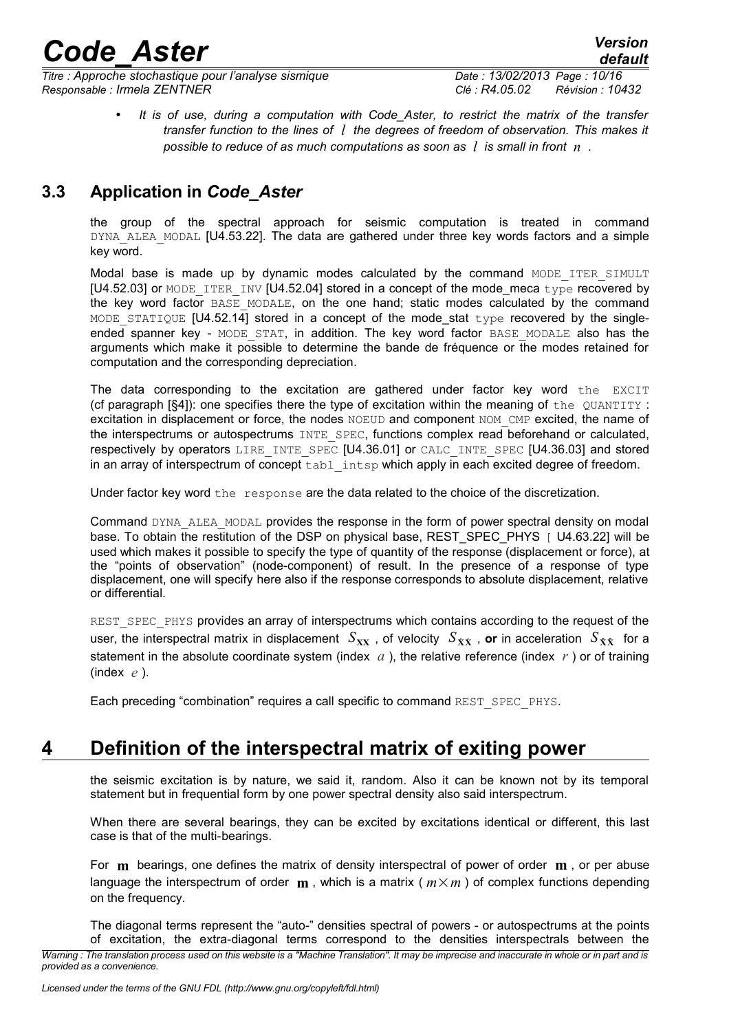- *It is of use, during a computation with Code_Aster, to restrict the matrix of the transfer transfer function to the lines of $l$ the degrees of freedom of observation. This makes it possible to reduce of as much computations as soon as $l$ is small in front $n$ .*

## 3.3 Application in *Code_Aster*

the group of the spectral approach for seismic computation is treated in command DYNA_ALEA_MODAL [U4.53.22]. The data are gathered under three key words factors and a simple key word.

Modal base is made up by dynamic modes calculated by the command MODE_ITER_SIMULT [U4.52.03] or MODE_ITER_INV [U4.52.04] stored in a concept of the mode_meca type recovered by the key word factor BASE_MODALE, on the one hand; static modes calculated by the command MODE_STATIQUE [U4.52.14] stored in a concept of the mode_stat type recovered by the single-ended spanner key - MODE_STAT, in addition. The key word factor BASE_MODALE also has the arguments which make it possible to determine the bande de fréquence or the modes retained for computation and the corresponding depreciation.

The data corresponding to the excitation are gathered under factor key word the EXCIT (cf paragraph [§4]): one specifies there the type of excitation within the meaning of the QUANTITY : excitation in displacement or force, the nodes NOEUD and component NOM_CMP excited, the name of the interspectrums or autospectrums INTE_SPEC, functions complex read beforehand or calculated, respectively by operators LIRE_INTE_SPEC [U4.36.01] or CALC_INTE_SPEC [U4.36.03] and stored in an array of interspectrum of concept tabl_intsp which apply in each excited degree of freedom.

Under factor key word the response are the data related to the choice of the discretization.

Command DYNA_ALEA_MODAL provides the response in the form of power spectral density on modal base. To obtain the restitution of the DSP on physical base, REST_SPEC_PHYS [ U4.63.22] will be used which makes it possible to specify the type of quantity of the response (displacement or force), at the "points of observation" (node-component) of result. In the presence of a response of type displacement, one will specify here also if the response corresponds to absolute displacement, relative or differential.

REST_SPEC_PHYS provides an array of interspectrums which contains according to the request of the user, the interspectral matrix in displacement $S_{\mathbf{XX}}$ , of velocity $S_{\dot{\mathbf{X}}\dot{\mathbf{X}}}$ , **or** in acceleration $S_{\ddot{\mathbf{X}}\ddot{\mathbf{X}}}$ for a statement in the absolute coordinate system (index $a$ ), the relative reference (index $r$ ) or of training (index $e$ ).

Each preceding "combination" requires a call specific to command REST_SPEC_PHYS.

# 4 Definition of the interspectral matrix of exiting power

the seismic excitation is by nature, we said it, random. Also it can be known not by its temporal statement but in frequential form by one power spectral density also said interspectrum.

When there are several bearings, they can be excited by excitations identical or different, this last case is that of the multi-bearings.

For $\mathbf{m}$ bearings, one defines the matrix of density interspectral of power of order $\mathbf{m}$ , or per abuse language the interspectrum of order $\mathbf{m}$ , which is a matrix ( $m \times m$ ) of complex functions depending on the frequency.

The diagonal terms represent the "auto-" densities spectral of powers - or autospectrums at the points of excitation, the extra-diagonal terms correspond to the densities interspectrals between the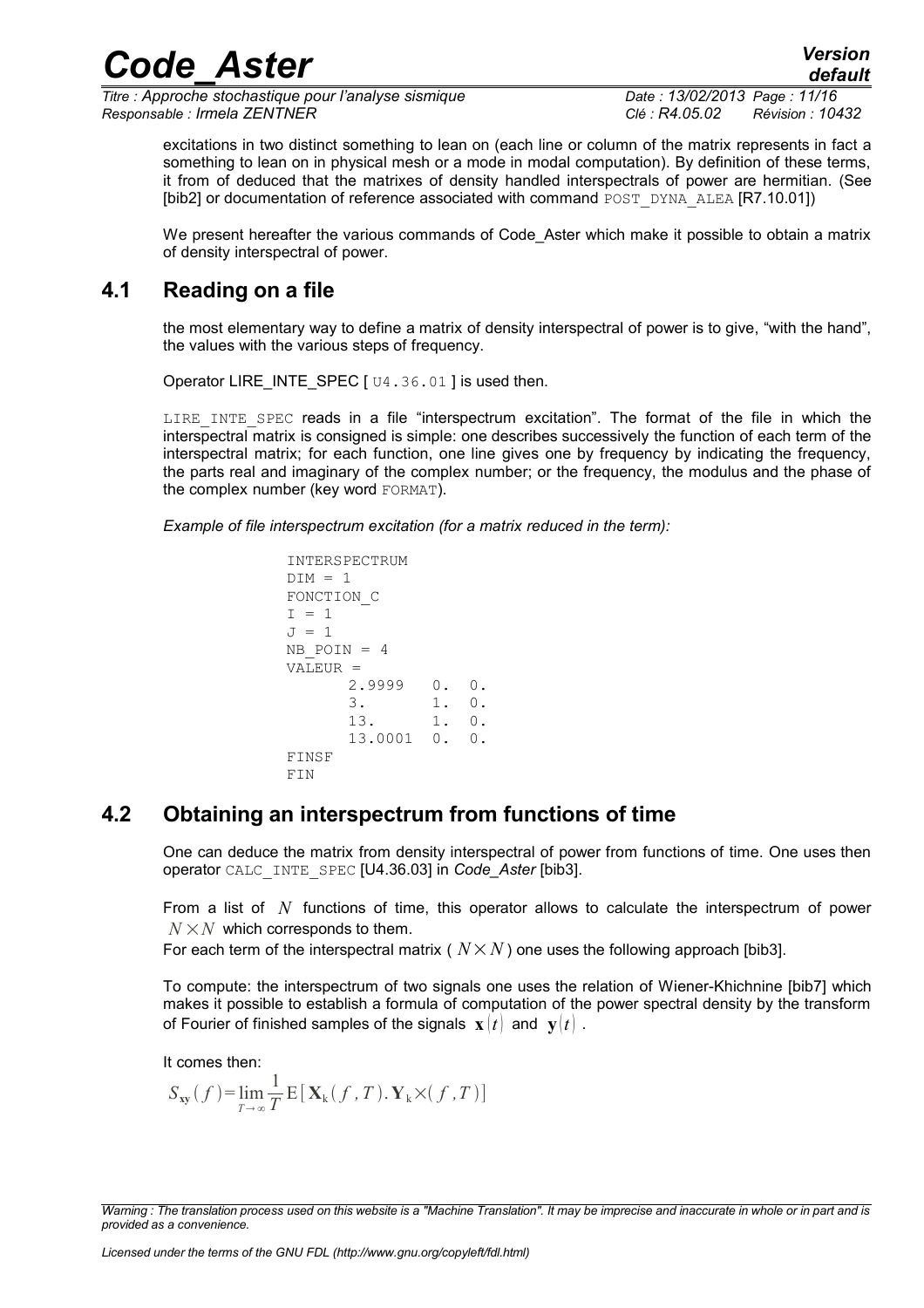excitations in two distinct something to lean on (each line or column of the matrix represents in fact a something to lean on in physical mesh or a mode in modal computation). By definition of these terms, it from of deduced that the matrixes of density handled interspectrals of power are hermitian. (See [bib2] or documentation of reference associated with command POST_DYNA_ALEA [R7.10.01])

We present hereafter the various commands of Code_Aster which make it possible to obtain a matrix of density interspectral of power.

## 4.1 Reading on a file

the most elementary way to define a matrix of density interspectral of power is to give, "with the hand", the values with the various steps of frequency.

Operator LIRE_INTE_SPEC [ U4.36.01 ] is used then.

LIRE_INTE_SPEC reads in a file "interspectrum excitation". The format of the file in which the interspectral matrix is consigned is simple: one describes successively the function of each term of the interspectral matrix; for each function, one line gives one by frequency by indicating the frequency, the parts real and imaginary of the complex number; or the frequency, the modulus and the phase of the complex number (key word FORMAT).

*Example of file interspectrum excitation (for a matrix reduced in the term):*

```
INTERSPECTRUM
DIM = 1
FONCTION_C
I = 1
J = 1
NB_POIN = 4
VALEUR =
      2.9999   0.  0.
      3.       1.  0.
      13.      1.  0.
      13.0001  0.  0.
FINSF
FIN
```

## 4.2 Obtaining an interspectrum from functions of time

One can deduce the matrix from density interspectral of power from functions of time. One uses then operator CALC_INTE_SPEC [U4.36.03] in *Code_Aster* [bib3].

From a list of $N$ functions of time, this operator allows to calculate the interspectrum of power $N \times N$ which corresponds to them.

For each term of the interspectral matrix ( $N \times N$ ) one uses the following approach [bib3].

To compute: the interspectrum of two signals one uses the relation of Wiener-Khichnine [bib7] which makes it possible to establish a formula of computation of the power spectral density by the transform of Fourier of finished samples of the signals $\mathbf{x}(t)$ and $\mathbf{y}(t)$ .

It comes then:

$$S_{\mathbf{xy}}(f)=\lim_{T \to \infty} \frac{1}{T} \mathrm{E}[\mathbf{X}_{\mathrm{k}}(f,T).\mathbf{Y}_{\mathrm{k}} \times (f,T)]$$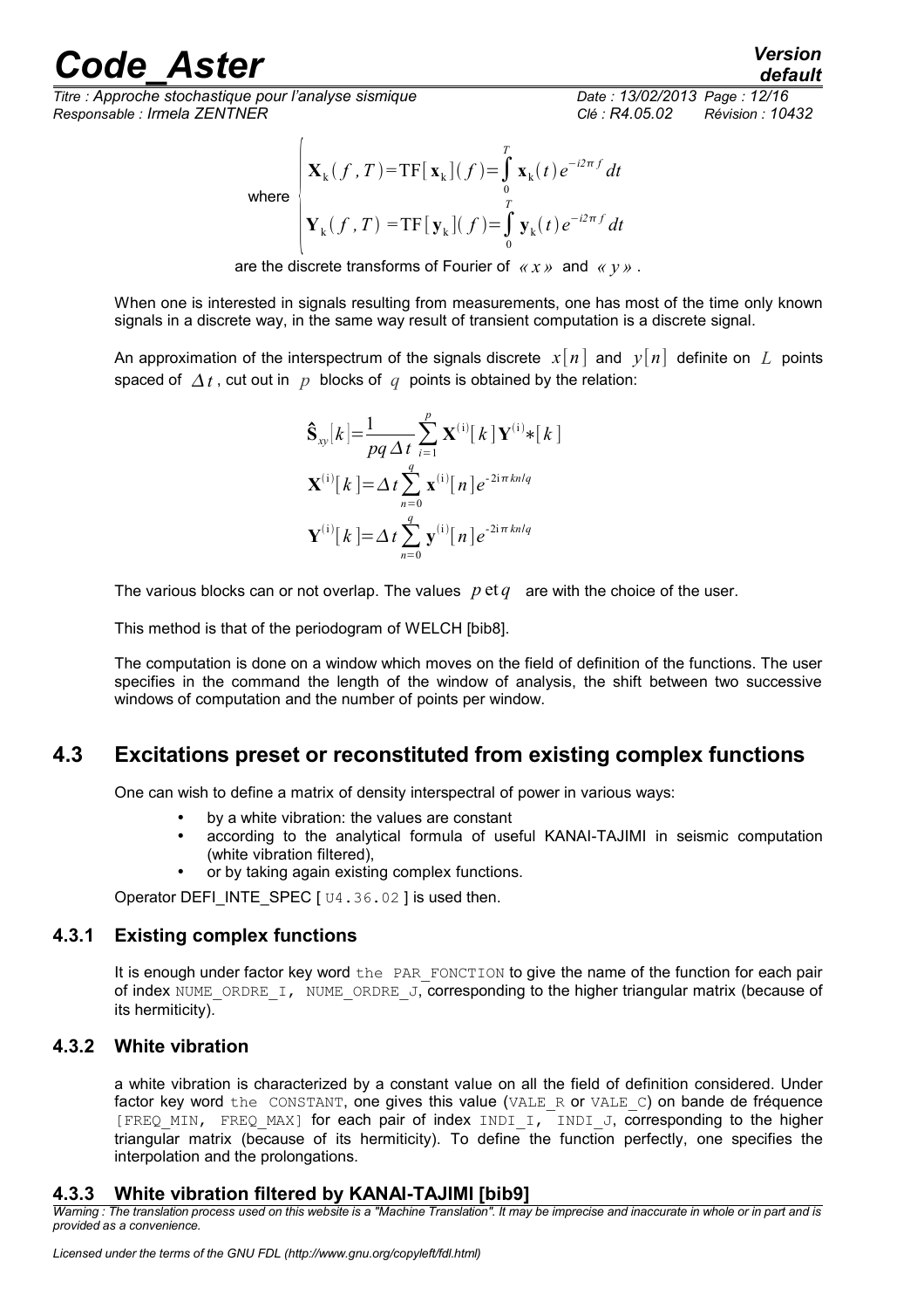where $$\begin{cases} \mathbf{X}_k(f,T) = \mathrm{TF}[\mathbf{x}_k](f) = \int_0^T \mathbf{x}_k(t)\, e^{-i2\pi f}\, dt \\ \mathbf{Y}_k(f,T) = \mathrm{TF}[\mathbf{y}_k](f) = \int_0^T \mathbf{y}_k(t)\, e^{-i2\pi f}\, dt \end{cases}$$

are the discrete transforms of Fourier of *« x »* and *« y »*.

When one is interested in signals resulting from measurements, one has most of the time only known signals in a discrete way, in the same way result of transient computation is a discrete signal.

An approximation of the interspectrum of the signals discrete $x[n]$ and $y[n]$ definite on $L$ points spaced of $\Delta t$, cut out in $p$ blocks of $q$ points is obtained by the relation:

$$\hat{\mathbf{S}}_{xy}[k] = \frac{1}{pq\,\Delta t} \sum_{i=1}^{p} \mathbf{X}^{(i)}[k]\, \mathbf{Y}^{(i)*}[k]$$

$$\mathbf{X}^{(i)}[k] = \Delta t \sum_{n=0}^{q} \mathbf{x}^{(i)}[n]\, e^{-2i\pi kn/q}$$

$$\mathbf{Y}^{(i)}[k] = \Delta t \sum_{n=0}^{q} \mathbf{y}^{(i)}[n]\, e^{-2i\pi kn/q}$$

The various blocks can or not overlap. The values $p$ et $q$ are with the choice of the user.

This method is that of the periodogram of WELCH [bib8].

The computation is done on a window which moves on the field of definition of the functions. The user specifies in the command the length of the window of analysis, the shift between two successive windows of computation and the number of points per window.

## 4.3 Excitations preset or reconstituted from existing complex functions

One can wish to define a matrix of density interspectral of power in various ways:

- by a white vibration: the values are constant
- according to the analytical formula of useful KANAI-TAJIMI in seismic computation (white vibration filtered),
- or by taking again existing complex functions.

Operator DEFI_INTE_SPEC [ U4.36.02 ] is used then.

### 4.3.1 Existing complex functions

It is enough under factor key word the PAR_FONCTION to give the name of the function for each pair of index NUME_ORDRE_I, NUME_ORDRE_J, corresponding to the higher triangular matrix (because of its hermiticity).

### 4.3.2 White vibration

a white vibration is characterized by a constant value on all the field of definition considered. Under factor key word the CONSTANT, one gives this value (VALE_R or VALE_C) on bande de fréquence [FREQ_MIN, FREQ_MAX] for each pair of index INDI_I, INDI_J, corresponding to the higher triangular matrix (because of its hermiticity). To define the function perfectly, one specifies the interpolation and the prolongations.

### 4.3.3 White vibration filtered by KANAI-TAJIMI [bib9]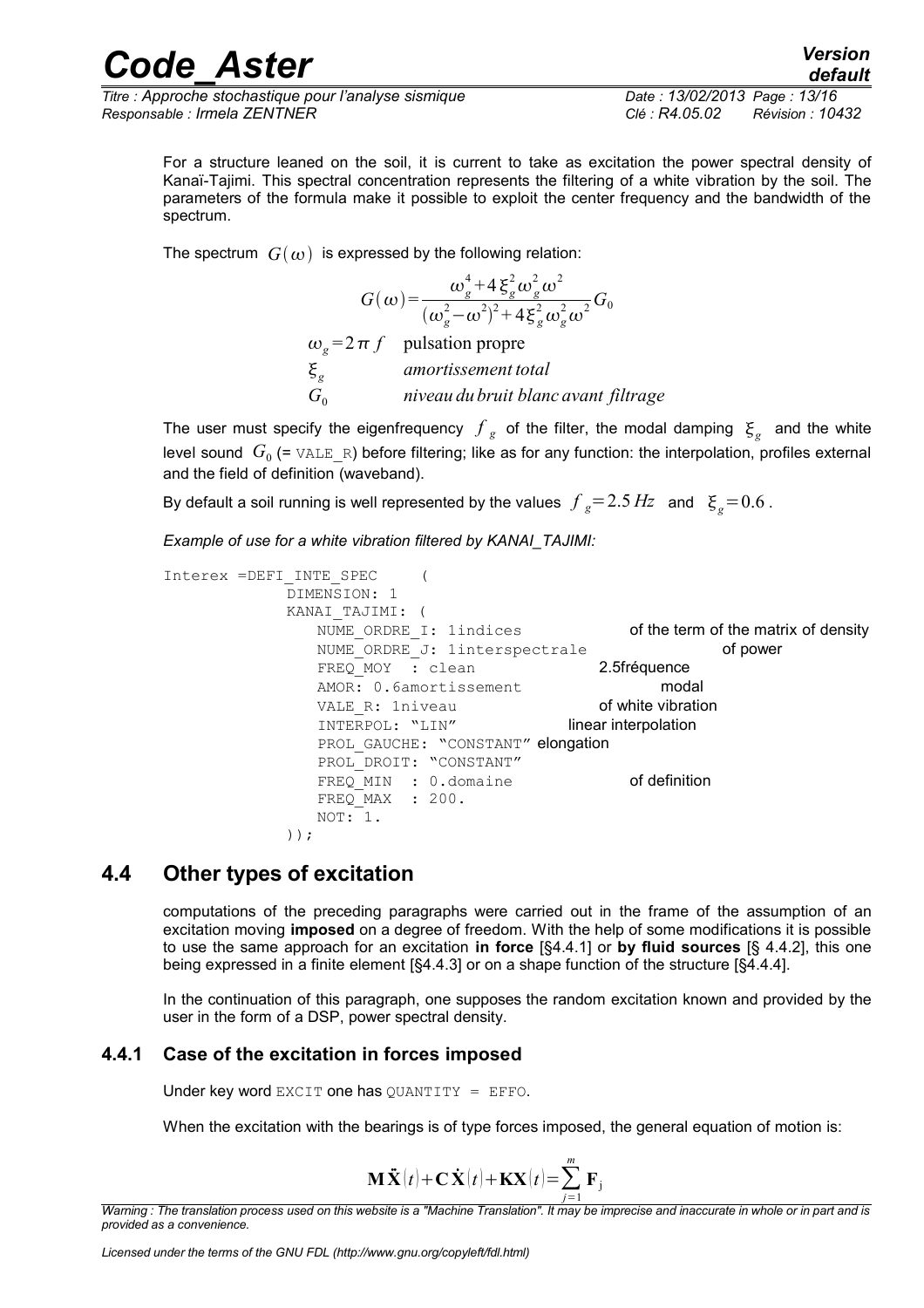For a structure leaned on the soil, it is current to take as excitation the power spectral density of Kanaï-Tajimi. This spectral concentration represents the filtering of a white vibration by the soil. The parameters of the formula make it possible to exploit the center frequency and the bandwidth of the spectrum.

The spectrum $G(\omega)$ is expressed by the following relation:

$$G(\omega)=\frac{\omega_g^4+4\xi_g^2\omega_g^2\omega^2}{(\omega_g^2-\omega^2)^2+4\xi_g^2\omega_g^2\omega^2}G_0$$

$\omega_g=2\pi f$ pulsation propre

$\xi_g$ *amortissement total*

$G_0$ *niveau du bruit blanc avant filtrage*

The user must specify the eigenfrequency $f_g$ of the filter, the modal damping $\xi_g$ and the white level sound $G_0$ (= VALE_R) before filtering; like as for any function: the interpolation, profiles external and the field of definition (waveband).

By default a soil running is well represented by the values $f_g=2.5\,Hz$ and $\xi_g=0.6$.

*Example of use for a white vibration filtered by KANAI_TAJIMI:*

```
Interex =DEFI_INTE_SPEC     (
            DIMENSION: 1
            KANAI_TAJIMI: (
               NUME_ORDRE_I: 1indices              of the term of the matrix of density
               NUME_ORDRE_J: 1interspectrale                    of power
               FREQ_MOY  : clean                2.5fréquence
               AMOR: 0.6amortissement                        modal
               VALE_R: 1niveau                  of white vibration
               INTERPOL: "LIN"              linear interpolation
               PROL_GAUCHE: "CONSTANT" elongation
               PROL_DROIT: "CONSTANT"
               FREQ_MIN  : 0.domaine                of definition
               FREQ_MAX  : 200.
               NOT: 1.
            ));
```

## 4.4 Other types of excitation

computations of the preceding paragraphs were carried out in the frame of the assumption of an excitation moving **imposed** on a degree of freedom. With the help of some modifications it is possible to use the same approach for an excitation **in force** [§4.4.1] or **by fluid sources** [§ 4.4.2], this one being expressed in a finite element [§4.4.3] or on a shape function of the structure [§4.4.4].

In the continuation of this paragraph, one supposes the random excitation known and provided by the user in the form of a DSP, power spectral density.

### 4.4.1 Case of the excitation in forces imposed

Under key word EXCIT one has QUANTITY = EFFO.

When the excitation with the bearings is of type forces imposed, the general equation of motion is:

$$\mathbf{M}\ddot{\mathbf{X}}(t)+\mathbf{C}\dot{\mathbf{X}}(t)+\mathbf{K}\mathbf{X}(t)=\sum_{j=1}^{m}\mathbf{F}_j$$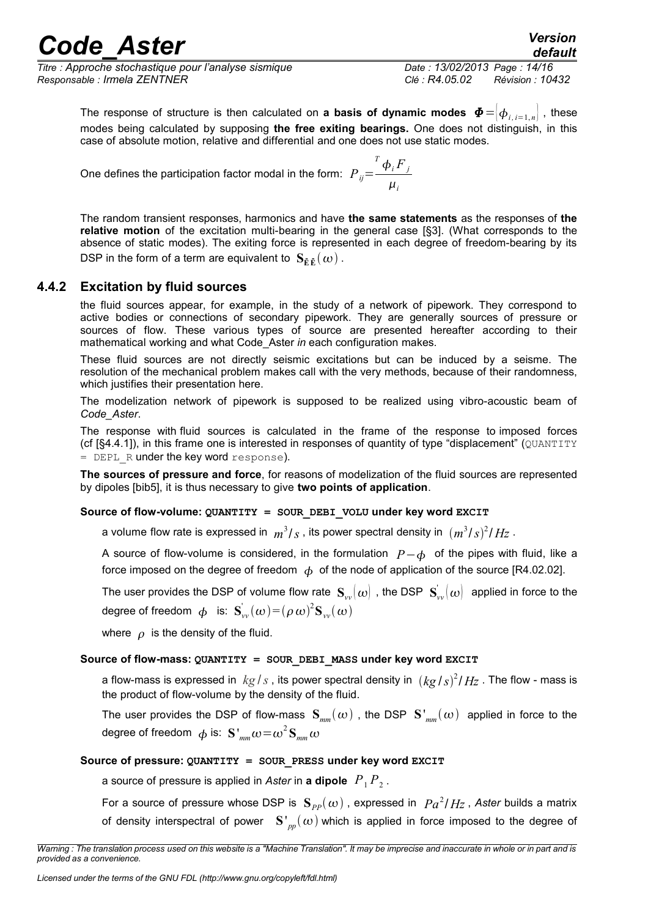The response of structure is then calculated on **a basis of dynamic modes** $\boldsymbol{\Phi}=\left[\phi_{i,i=1,n}\right]$, these modes being calculated by supposing **the free exiting bearings.** One does not distinguish, in this case of absolute motion, relative and differential and one does not use static modes.

One defines the participation factor modal in the form: $P_{ij}=\dfrac{{}^{T}\phi_i F_j}{\mu_i}$

The random transient responses, harmonics and have **the same statements** as the responses of **the relative motion** of the excitation multi-bearing in the general case [§3]. (What corresponds to the absence of static modes). The exiting force is represented in each degree of freedom-bearing by its DSP in the form of a term are equivalent to $\mathbf{S}_{\ddot{\mathbf{E}}\ddot{\mathbf{E}}}(\omega)$.

### 4.4.2 Excitation by fluid sources

the fluid sources appear, for example, in the study of a network of pipework. They correspond to active bodies or connections of secondary pipework. They are generally sources of pressure or sources of flow. These various types of source are presented hereafter according to their mathematical working and what Code_Aster *in* each configuration makes.

These fluid sources are not directly seismic excitations but can be induced by a seisme. The resolution of the mechanical problem makes call with the very methods, because of their randomness, which justifies their presentation here.

The modelization network of pipework is supposed to be realized using vibro-acoustic beam of *Code_Aster*.

The response with fluid sources is calculated in the frame of the response to imposed forces (cf [§4.4.1]), in this frame one is interested in responses of quantity of type "displacement" (`QUANTITY = DEPL_R` under the key word `response`).

**The sources of pressure and force**, for reasons of modelization of the fluid sources are represented by dipoles [bib5], it is thus necessary to give **two points of application**.

**Source of flow-volume: `QUANTITY = SOUR_DEBI_VOLU` under key word `EXCIT`**

a volume flow rate is expressed in $m^3/s$, its power spectral density in $(m^3/s)^2/Hz$.

A source of flow-volume is considered, in the formulation $P-\phi$ of the pipes with fluid, like a force imposed on the degree of freedom $\phi$ of the node of application of the source [R4.02.02].

The user provides the DSP of volume flow rate $\mathbf{S}_{vv}(\omega)$, the DSP $\mathbf{S}'_{vv}(\omega)$ applied in force to the degree of freedom $\phi$ is: $\mathbf{S}'_{vv}(\omega)=(\rho\,\omega)^2\mathbf{S}_{vv}(\omega)$

where $\rho$ is the density of the fluid.

**Source of flow-mass: `QUANTITY = SOUR_DEBI_MASS` under key word `EXCIT`**

a flow-mass is expressed in $kg/s$, its power spectral density in $(kg/s)^2/Hz$. The flow - mass is the product of flow-volume by the density of the fluid.

The user provides the DSP of flow-mass $\mathbf{S}_{mm}(\omega)$, the DSP $\mathbf{S}'_{mm}(\omega)$ applied in force to the degree of freedom $\phi$ is: $\mathbf{S}'_{mm}\omega=\omega^2\mathbf{S}_{mm}\omega$

**Source of pressure: `QUANTITY = SOUR_PRESS` under key word `EXCIT`**

a source of pressure is applied in *Aster* in **a dipole** $P_1P_2$.

For a source of pressure whose DSP is $\mathbf{S}_{PP}(\omega)$, expressed in $Pa^2/Hz$, *Aster* builds a matrix of density interspectral of power $\mathbf{S}'_{pp}(\omega)$ which is applied in force imposed to the degree of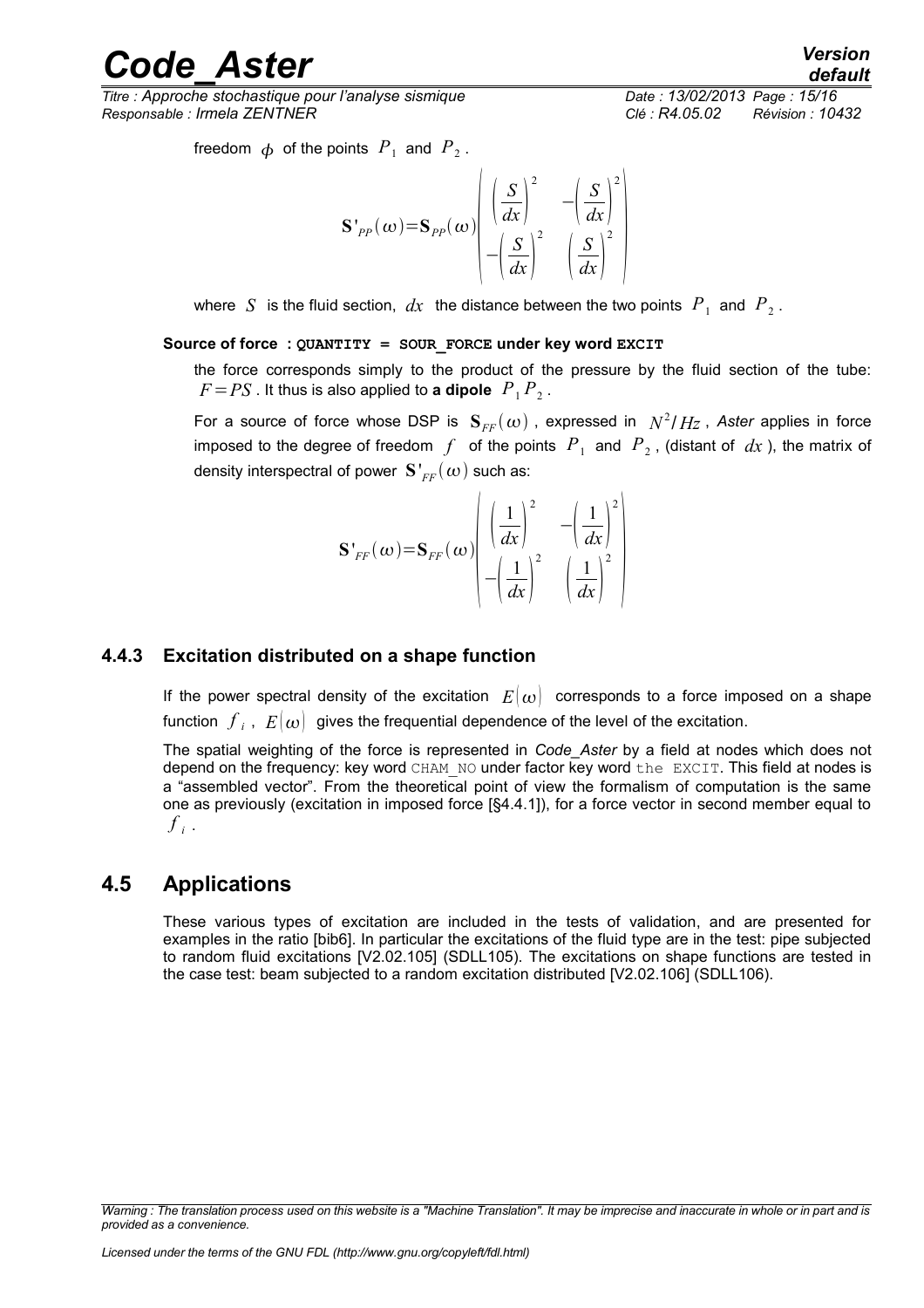freedom $\phi$ of the points $P_1$ and $P_2$ .

$$\mathbf{S'}_{PP}(\omega)=\mathbf{S}_{PP}(\omega)\begin{pmatrix}\left(\frac{S}{dx}\right)^2 & -\left(\frac{S}{dx}\right)^2\\ -\left(\frac{S}{dx}\right)^2 & \left(\frac{S}{dx}\right)^2\end{pmatrix}$$

where $S$ is the fluid section, $dx$ the distance between the two points $P_1$ and $P_2$ .

**Source of force : QUANTITY = SOUR_FORCE under key word EXCIT**

the force corresponds simply to the product of the pressure by the fluid section of the tube: $F=PS$ . It thus is also applied to **a dipole** $P_1 P_2$ .

For a source of force whose DSP is $\mathbf{S}_{FF}(\omega)$ , expressed in $N^2/Hz$ , *Aster* applies in force imposed to the degree of freedom $f$ of the points $P_1$ and $P_2$ , (distant of $dx$ ), the matrix of density interspectral of power $\mathbf{S'}_{FF}(\omega)$ such as:

$$\mathbf{S'}_{FF}(\omega)=\mathbf{S}_{FF}(\omega)\begin{pmatrix}\left(\frac{1}{dx}\right)^2 & -\left(\frac{1}{dx}\right)^2\\ -\left(\frac{1}{dx}\right)^2 & \left(\frac{1}{dx}\right)^2\end{pmatrix}$$

### 4.4.3 Excitation distributed on a shape function

If the power spectral density of the excitation $E(\omega)$ corresponds to a force imposed on a shape function $f_i$ , $E(\omega)$ gives the frequential dependence of the level of the excitation.

The spatial weighting of the force is represented in *Code_Aster* by a field at nodes which does not depend on the frequency: key word CHAM_NO under factor key word the EXCIT. This field at nodes is a "assembled vector". From the theoretical point of view the formalism of computation is the same one as previously (excitation in imposed force [§4.4.1]), for a force vector in second member equal to $f_i$ .

## 4.5 Applications

These various types of excitation are included in the tests of validation, and are presented for examples in the ratio [bib6]. In particular the excitations of the fluid type are in the test: pipe subjected to random fluid excitations [V2.02.105] (SDLL105). The excitations on shape functions are tested in the case test: beam subjected to a random excitation distributed [V2.02.106] (SDLL106).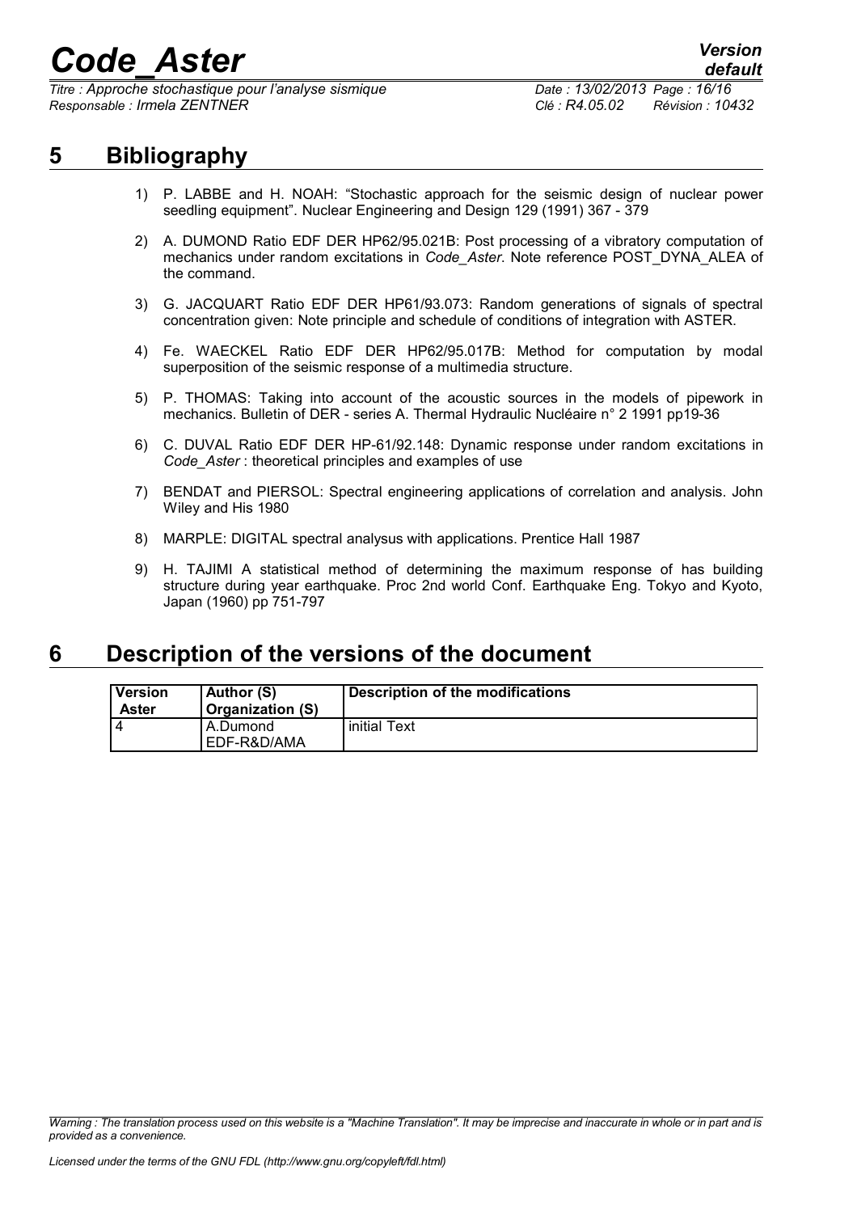# 5 Bibliography

1) P. LABBE and H. NOAH: "Stochastic approach for the seismic design of nuclear power seedling equipment". Nuclear Engineering and Design 129 (1991) 367 - 379

2) A. DUMOND Ratio EDF DER HP62/95.021B: Post processing of a vibratory computation of mechanics under random excitations in *Code_Aster*. Note reference POST_DYNA_ALEA of the command.

3) G. JACQUART Ratio EDF DER HP61/93.073: Random generations of signals of spectral concentration given: Note principle and schedule of conditions of integration with ASTER.

4) Fe. WAECKEL Ratio EDF DER HP62/95.017B: Method for computation by modal superposition of the seismic response of a multimedia structure.

5) P. THOMAS: Taking into account of the acoustic sources in the models of pipework in mechanics. Bulletin of DER - series A. Thermal Hydraulic Nucléaire n° 2 1991 pp19-36

6) C. DUVAL Ratio EDF DER HP-61/92.148: Dynamic response under random excitations in *Code_Aster* : theoretical principles and examples of use

7) BENDAT and PIERSOL: Spectral engineering applications of correlation and analysis. John Wiley and His 1980

8) MARPLE: DIGITAL spectral analysus with applications. Prentice Hall 1987

9) H. TAJIMI A statistical method of determining the maximum response of has building structure during year earthquake. Proc 2nd world Conf. Earthquake Eng. Tokyo and Kyoto, Japan (1960) pp 751-797

# 6 Description of the versions of the document

| Version Aster | Author (S) Organization (S) | Description of the modifications |
|---|---|---|
| 4 | A.Dumond EDF-R&D/AMA | initial Text |